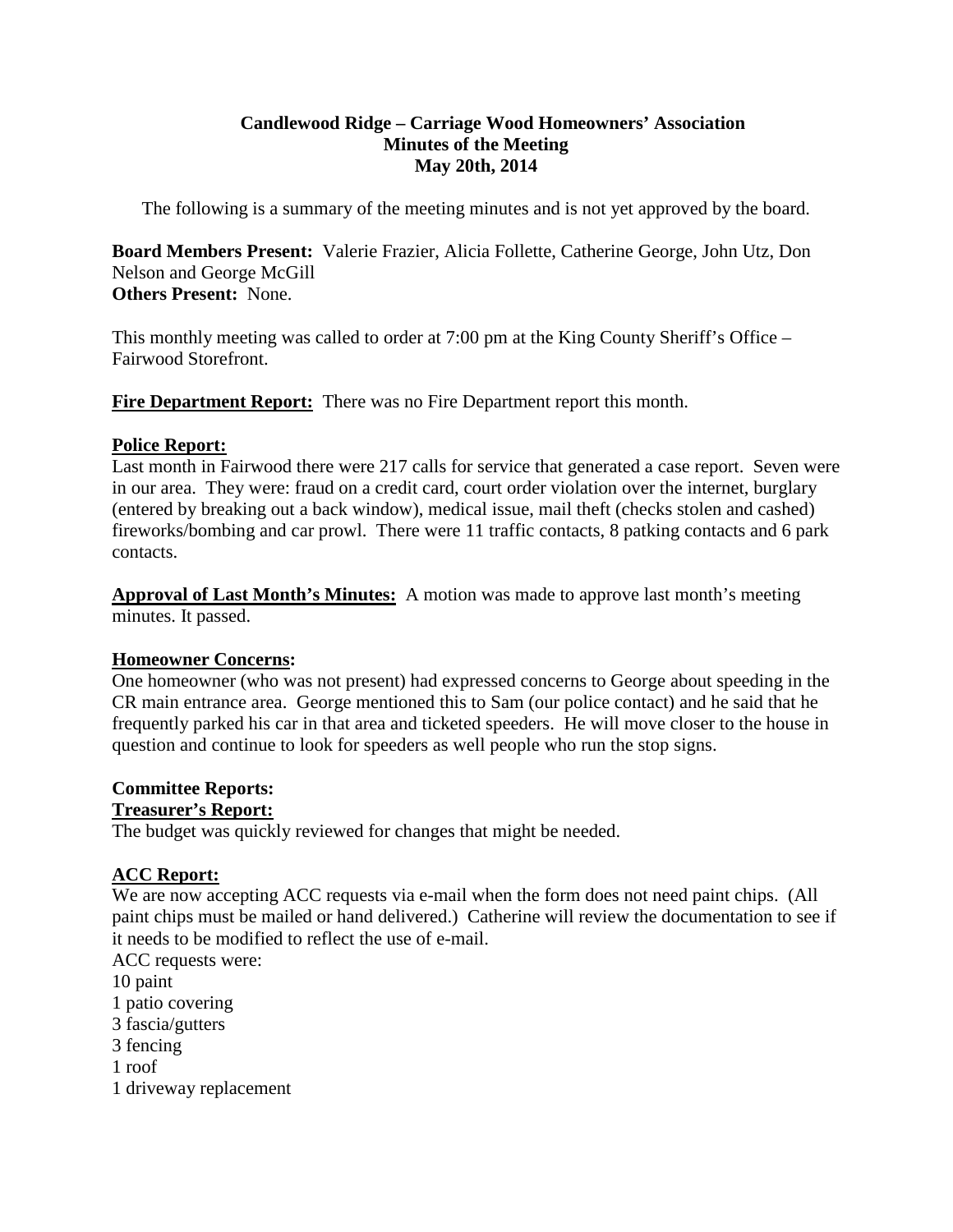**Candlewood Ridge – Carriage Wood Homeowners' Association**
**Minutes of the Meeting**
**May 20th, 2014**

The following is a summary of the meeting minutes and is not yet approved by the board.

**Board Members Present:** Valerie Frazier, Alicia Follette, Catherine George, John Utz, Don Nelson and George McGill
**Others Present:** None.

This monthly meeting was called to order at 7:00 pm at the King County Sheriff's Office – Fairwood Storefront.

**Fire Department Report:** There was no Fire Department report this month.

**Police Report:**
Last month in Fairwood there were 217 calls for service that generated a case report. Seven were in our area. They were: fraud on a credit card, court order violation over the internet, burglary (entered by breaking out a back window), medical issue, mail theft (checks stolen and cashed) fireworks/bombing and car prowl. There were 11 traffic contacts, 8 patking contacts and 6 park contacts.

**Approval of Last Month's Minutes:** A motion was made to approve last month's meeting minutes. It passed.

**Homeowner Concerns:**
One homeowner (who was not present) had expressed concerns to George about speeding in the CR main entrance area. George mentioned this to Sam (our police contact) and he said that he frequently parked his car in that area and ticketed speeders. He will move closer to the house in question and continue to look for speeders as well people who run the stop signs.

**Committee Reports:**
**Treasurer's Report:**
The budget was quickly reviewed for changes that might be needed.

**ACC Report:**
We are now accepting ACC requests via e-mail when the form does not need paint chips. (All paint chips must be mailed or hand delivered.) Catherine will review the documentation to see if it needs to be modified to reflect the use of e-mail.
ACC requests were:
10 paint
1 patio covering
3 fascia/gutters
3 fencing
1 roof
1 driveway replacement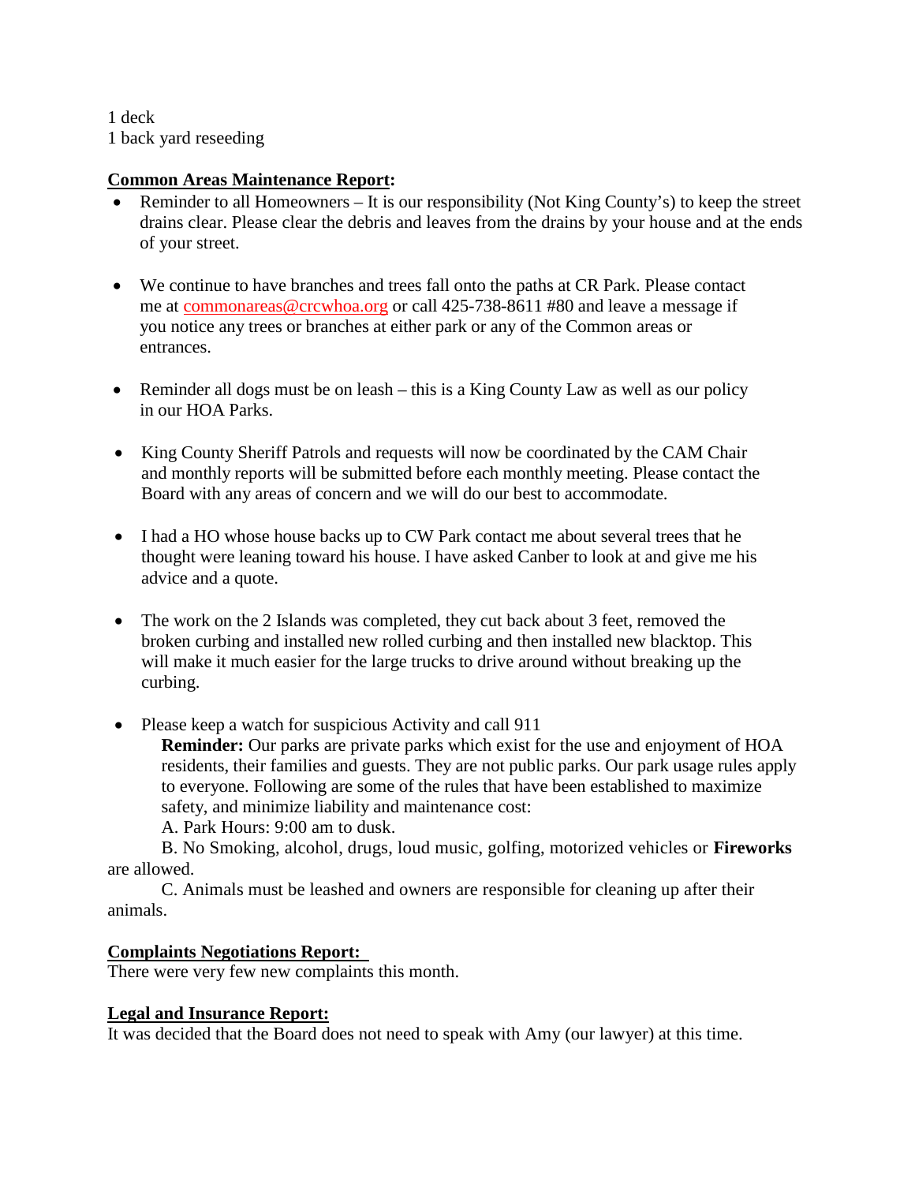1 deck
1 back yard reseeding

**Common Areas Maintenance Report:**

- Reminder to all Homeowners – It is our responsibility (Not King County's) to keep the street drains clear. Please clear the debris and leaves from the drains by your house and at the ends of your street.

- We continue to have branches and trees fall onto the paths at CR Park. Please contact me at commonareas@crcwhoa.org or call 425-738-8611 #80 and leave a message if you notice any trees or branches at either park or any of the Common areas or entrances.

- Reminder all dogs must be on leash – this is a King County Law as well as our policy in our HOA Parks.

- King County Sheriff Patrols and requests will now be coordinated by the CAM Chair and monthly reports will be submitted before each monthly meeting. Please contact the Board with any areas of concern and we will do our best to accommodate.

- I had a HO whose house backs up to CW Park contact me about several trees that he thought were leaning toward his house. I have asked Canber to look at and give me his advice and a quote.

- The work on the 2 Islands was completed, they cut back about 3 feet, removed the broken curbing and installed new rolled curbing and then installed new blacktop. This will make it much easier for the large trucks to drive around without breaking up the curbing.

- Please keep a watch for suspicious Activity and call 911

  **Reminder:** Our parks are private parks which exist for the use and enjoyment of HOA residents, their families and guests. They are not public parks. Our park usage rules apply to everyone. Following are some of the rules that have been established to maximize safety, and minimize liability and maintenance cost:

  A. Park Hours: 9:00 am to dusk.

  B. No Smoking, alcohol, drugs, loud music, golfing, motorized vehicles or **Fireworks** are allowed.

  C. Animals must be leashed and owners are responsible for cleaning up after their animals.

**Complaints Negotiations Report:**

There were very few new complaints this month.

**Legal and Insurance Report:**

It was decided that the Board does not need to speak with Amy (our lawyer) at this time.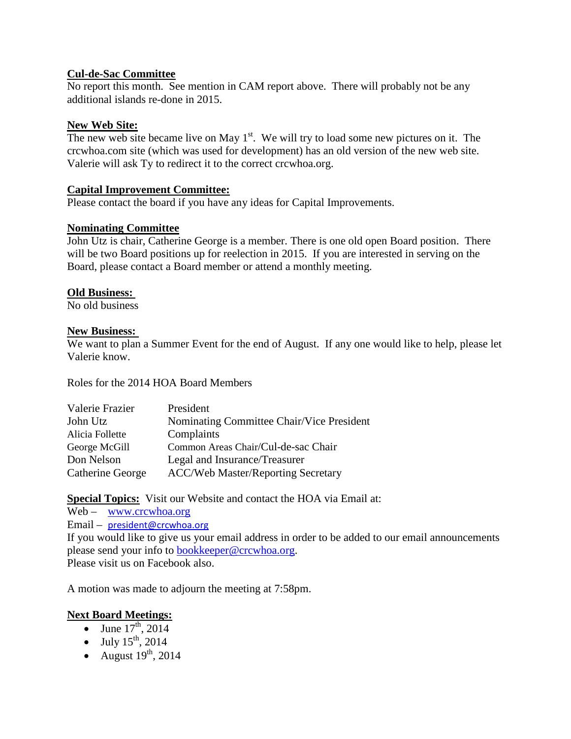**Cul-de-Sac Committee**

No report this month. See mention in CAM report above. There will probably not be any additional islands re-done in 2015.

**New Web Site:**

The new web site became live on May 1st. We will try to load some new pictures on it. The crcwhoa.com site (which was used for development) has an old version of the new web site. Valerie will ask Ty to redirect it to the correct crcwhoa.org.

**Capital Improvement Committee:**

Please contact the board if you have any ideas for Capital Improvements.

**Nominating Committee**

John Utz is chair, Catherine George is a member. There is one old open Board position. There will be two Board positions up for reelection in 2015. If you are interested in serving on the Board, please contact a Board member or attend a monthly meeting.

**Old Business:**

No old business

**New Business:**

We want to plan a Summer Event for the end of August. If any one would like to help, please let Valerie know.

Roles for the 2014 HOA Board Members

| | |
|---|---|
| Valerie Frazier | President |
| John Utz | Nominating Committee Chair/Vice President |
| Alicia Follette | Complaints |
| George McGill | Common Areas Chair/Cul-de-sac Chair |
| Don Nelson | Legal and Insurance/Treasurer |
| Catherine George | ACC/Web Master/Reporting Secretary |

**Special Topics:** Visit our Website and contact the HOA via Email at:

Web – www.crcwhoa.org

Email – president@crcwhoa.org

If you would like to give us your email address in order to be added to our email announcements please send your info to bookkeeper@crcwhoa.org.

Please visit us on Facebook also.

A motion was made to adjourn the meeting at 7:58pm.

**Next Board Meetings:**

- June 17th, 2014
- July 15th, 2014
- August 19th, 2014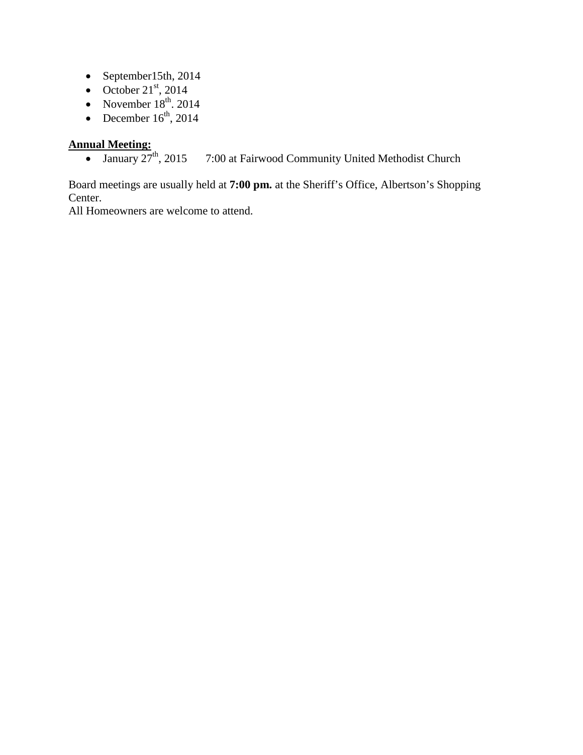- September15th, 2014
- October 21st, 2014
- November 18th. 2014
- December 16th, 2014

**Annual Meeting:**

- January 27th, 2015      7:00 at Fairwood Community United Methodist Church

Board meetings are usually held at **7:00 pm.** at the Sheriff's Office, Albertson's Shopping Center.
All Homeowners are welcome to attend.